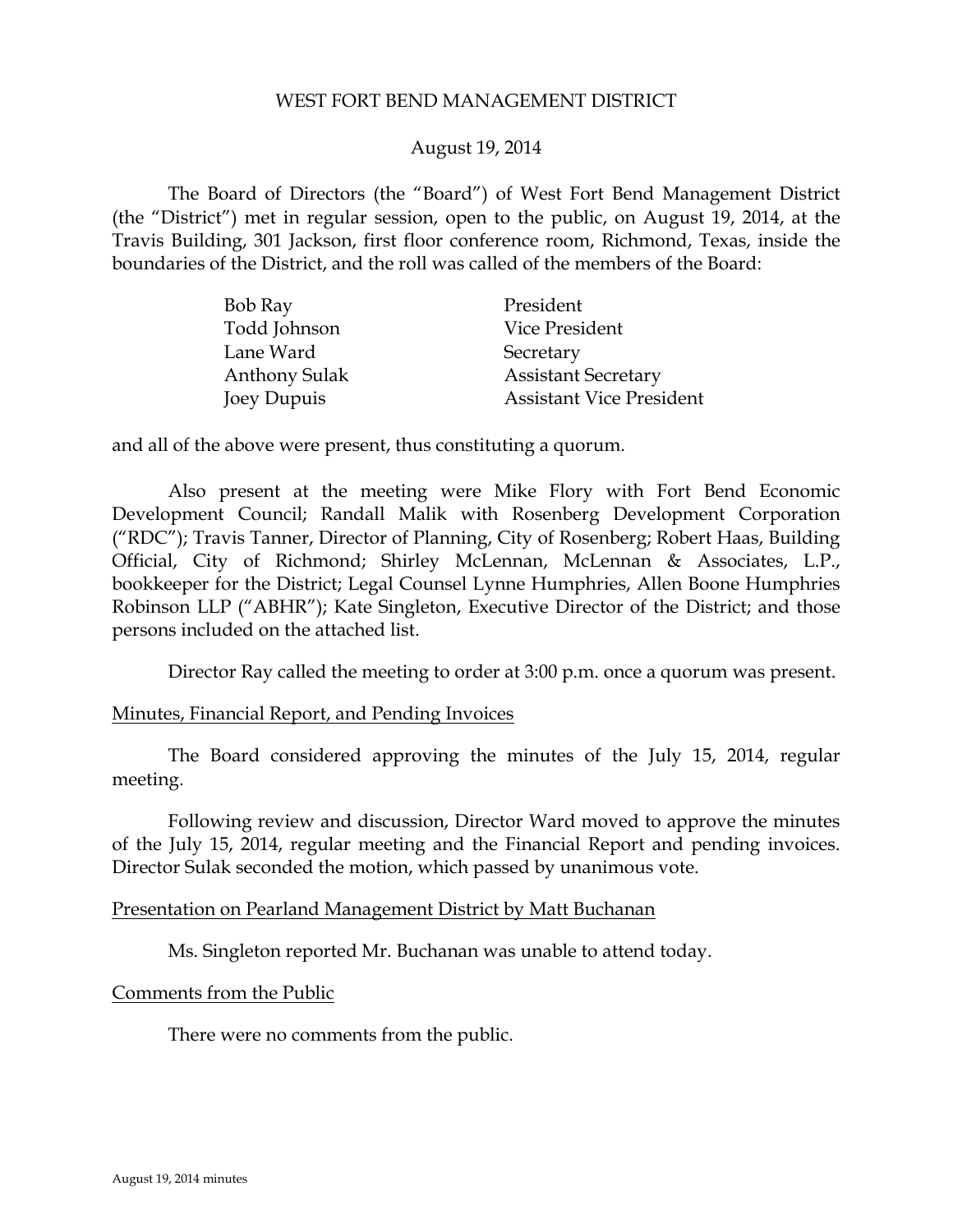# WEST FORT BEND MANAGEMENT DISTRICT

August 19, 2014

The Board of Directors (the "Board") of West Fort Bend Management District (the "District") met in regular session, open to the public, on August 19, 2014, at the Travis Building, 301 Jackson, first floor conference room, Richmond, Texas, inside the boundaries of the District, and the roll was called of the members of the Board:

| | |
|---|---|
| Bob Ray | President |
| Todd Johnson | Vice President |
| Lane Ward | Secretary |
| Anthony Sulak | Assistant Secretary |
| Joey Dupuis | Assistant Vice President |

and all of the above were present, thus constituting a quorum.

Also present at the meeting were Mike Flory with Fort Bend Economic Development Council; Randall Malik with Rosenberg Development Corporation ("RDC"); Travis Tanner, Director of Planning, City of Rosenberg; Robert Haas, Building Official, City of Richmond; Shirley McLennan, McLennan & Associates, L.P., bookkeeper for the District; Legal Counsel Lynne Humphries, Allen Boone Humphries Robinson LLP ("ABHR"); Kate Singleton, Executive Director of the District; and those persons included on the attached list.

Director Ray called the meeting to order at 3:00 p.m. once a quorum was present.

## Minutes, Financial Report, and Pending Invoices

The Board considered approving the minutes of the July 15, 2014, regular meeting.

Following review and discussion, Director Ward moved to approve the minutes of the July 15, 2014, regular meeting and the Financial Report and pending invoices. Director Sulak seconded the motion, which passed by unanimous vote.

## Presentation on Pearland Management District by Matt Buchanan

Ms. Singleton reported Mr. Buchanan was unable to attend today.

## Comments from the Public

There were no comments from the public.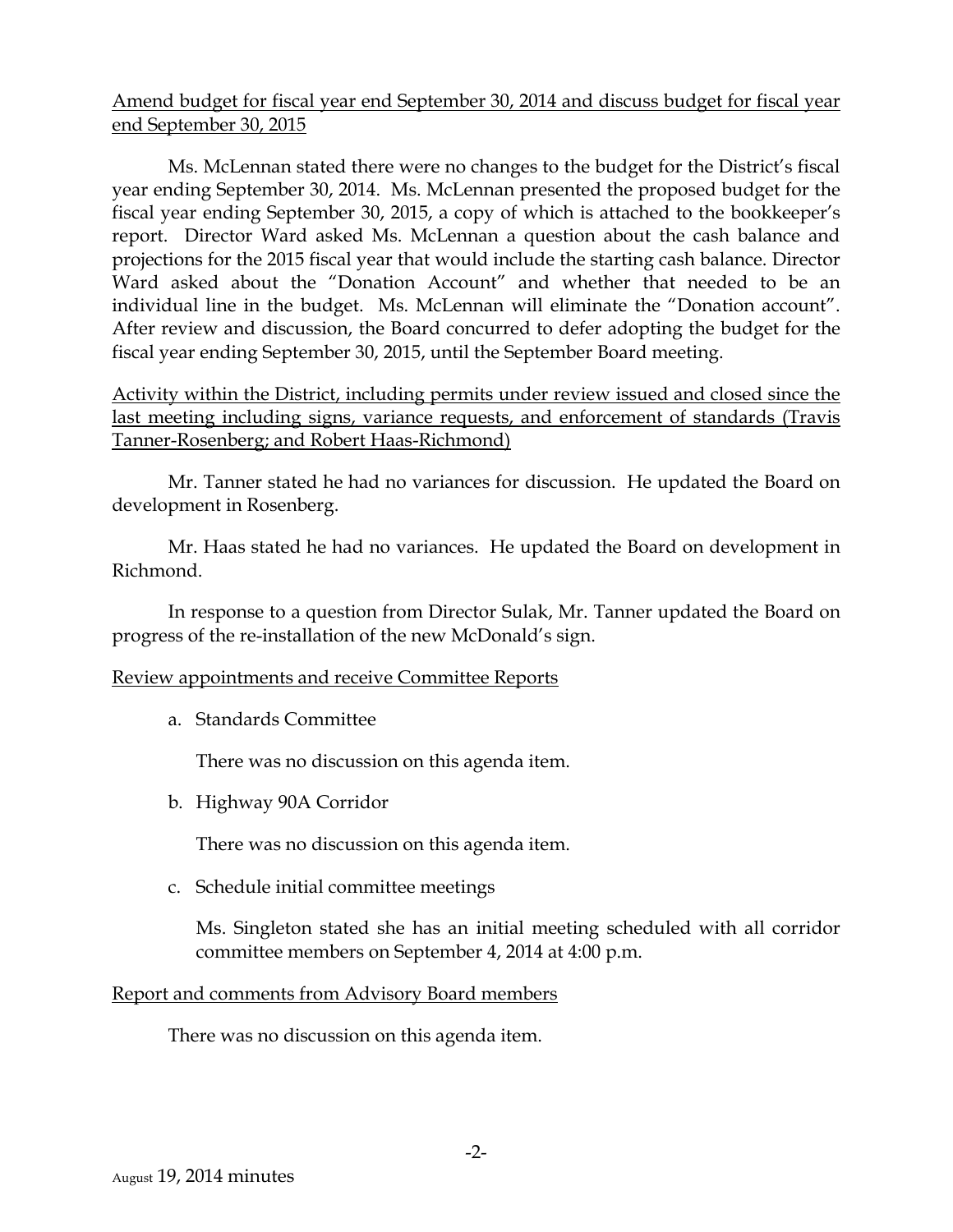Amend budget for fiscal year end September 30, 2014 and discuss budget for fiscal year end September 30, 2015

Ms. McLennan stated there were no changes to the budget for the District's fiscal year ending September 30, 2014. Ms. McLennan presented the proposed budget for the fiscal year ending September 30, 2015, a copy of which is attached to the bookkeeper's report. Director Ward asked Ms. McLennan a question about the cash balance and projections for the 2015 fiscal year that would include the starting cash balance. Director Ward asked about the "Donation Account" and whether that needed to be an individual line in the budget. Ms. McLennan will eliminate the "Donation account". After review and discussion, the Board concurred to defer adopting the budget for the fiscal year ending September 30, 2015, until the September Board meeting.

Activity within the District, including permits under review issued and closed since the last meeting including signs, variance requests, and enforcement of standards (Travis Tanner-Rosenberg; and Robert Haas-Richmond)

Mr. Tanner stated he had no variances for discussion. He updated the Board on development in Rosenberg.

Mr. Haas stated he had no variances. He updated the Board on development in Richmond.

In response to a question from Director Sulak, Mr. Tanner updated the Board on progress of the re-installation of the new McDonald's sign.

Review appointments and receive Committee Reports

a. Standards Committee

   There was no discussion on this agenda item.

b. Highway 90A Corridor

   There was no discussion on this agenda item.

c. Schedule initial committee meetings

   Ms. Singleton stated she has an initial meeting scheduled with all corridor committee members on September 4, 2014 at 4:00 p.m.

Report and comments from Advisory Board members

There was no discussion on this agenda item.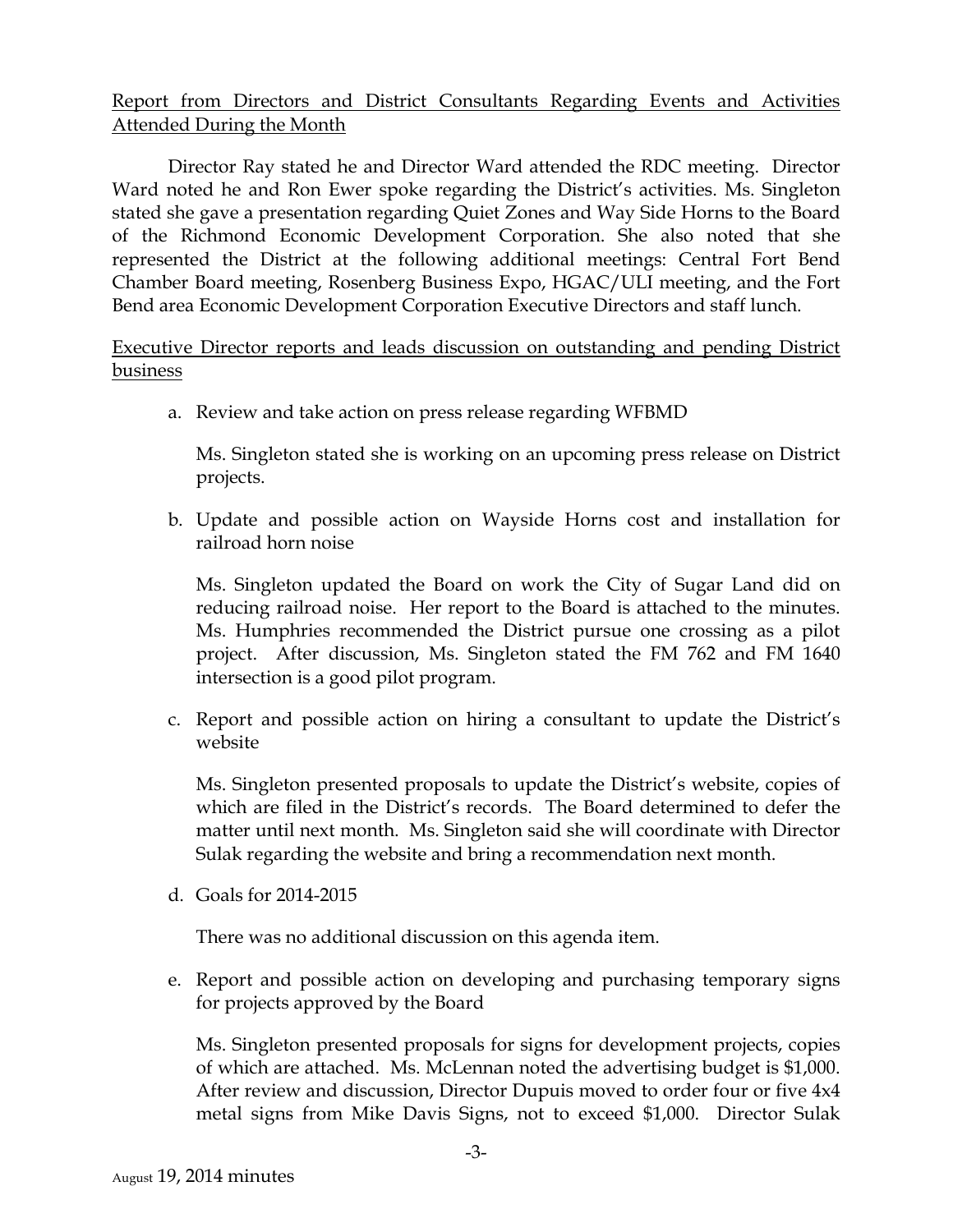Report from Directors and District Consultants Regarding Events and Activities Attended During the Month

Director Ray stated he and Director Ward attended the RDC meeting. Director Ward noted he and Ron Ewer spoke regarding the District's activities. Ms. Singleton stated she gave a presentation regarding Quiet Zones and Way Side Horns to the Board of the Richmond Economic Development Corporation. She also noted that she represented the District at the following additional meetings: Central Fort Bend Chamber Board meeting, Rosenberg Business Expo, HGAC/ULI meeting, and the Fort Bend area Economic Development Corporation Executive Directors and staff lunch.

Executive Director reports and leads discussion on outstanding and pending District business

a. Review and take action on press release regarding WFBMD

   Ms. Singleton stated she is working on an upcoming press release on District projects.

b. Update and possible action on Wayside Horns cost and installation for railroad horn noise

   Ms. Singleton updated the Board on work the City of Sugar Land did on reducing railroad noise. Her report to the Board is attached to the minutes. Ms. Humphries recommended the District pursue one crossing as a pilot project. After discussion, Ms. Singleton stated the FM 762 and FM 1640 intersection is a good pilot program.

c. Report and possible action on hiring a consultant to update the District's website

   Ms. Singleton presented proposals to update the District's website, copies of which are filed in the District's records. The Board determined to defer the matter until next month. Ms. Singleton said she will coordinate with Director Sulak regarding the website and bring a recommendation next month.

d. Goals for 2014-2015

   There was no additional discussion on this agenda item.

e. Report and possible action on developing and purchasing temporary signs for projects approved by the Board

   Ms. Singleton presented proposals for signs for development projects, copies of which are attached. Ms. McLennan noted the advertising budget is $1,000. After review and discussion, Director Dupuis moved to order four or five 4x4 metal signs from Mike Davis Signs, not to exceed $1,000. Director Sulak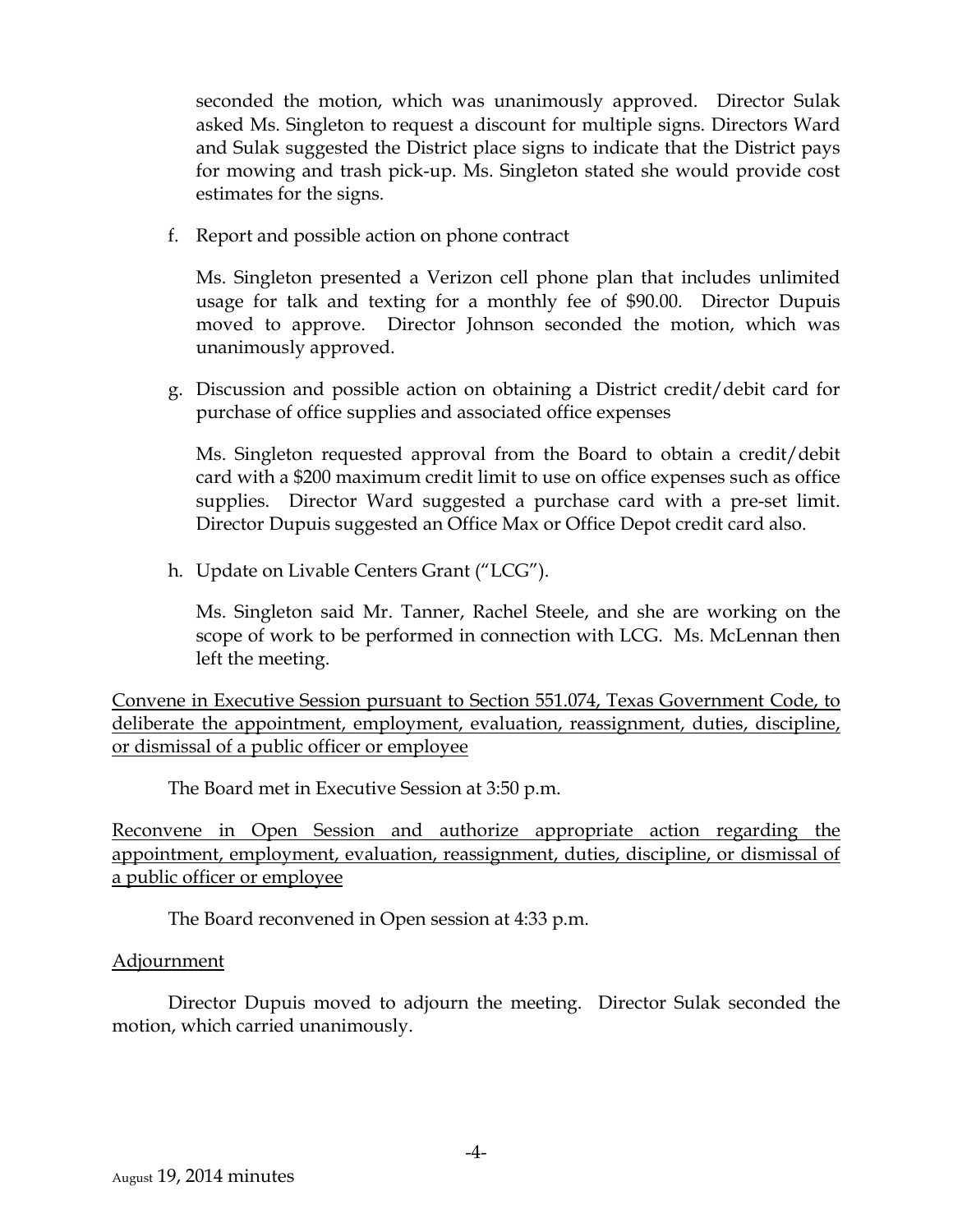seconded the motion, which was unanimously approved. Director Sulak asked Ms. Singleton to request a discount for multiple signs. Directors Ward and Sulak suggested the District place signs to indicate that the District pays for mowing and trash pick-up. Ms. Singleton stated she would provide cost estimates for the signs.

f. Report and possible action on phone contract

Ms. Singleton presented a Verizon cell phone plan that includes unlimited usage for talk and texting for a monthly fee of $90.00. Director Dupuis moved to approve. Director Johnson seconded the motion, which was unanimously approved.

g. Discussion and possible action on obtaining a District credit/debit card for purchase of office supplies and associated office expenses

Ms. Singleton requested approval from the Board to obtain a credit/debit card with a $200 maximum credit limit to use on office expenses such as office supplies. Director Ward suggested a purchase card with a pre-set limit. Director Dupuis suggested an Office Max or Office Depot credit card also.

h. Update on Livable Centers Grant ("LCG").

Ms. Singleton said Mr. Tanner, Rachel Steele, and she are working on the scope of work to be performed in connection with LCG. Ms. McLennan then left the meeting.

<u>Convene in Executive Session pursuant to Section 551.074, Texas Government Code, to deliberate the appointment, employment, evaluation, reassignment, duties, discipline, or dismissal of a public officer or employee</u>

The Board met in Executive Session at 3:50 p.m.

<u>Reconvene in Open Session and authorize appropriate action regarding the appointment, employment, evaluation, reassignment, duties, discipline, or dismissal of a public officer or employee</u>

The Board reconvened in Open session at 4:33 p.m.

<u>Adjournment</u>

Director Dupuis moved to adjourn the meeting. Director Sulak seconded the motion, which carried unanimously.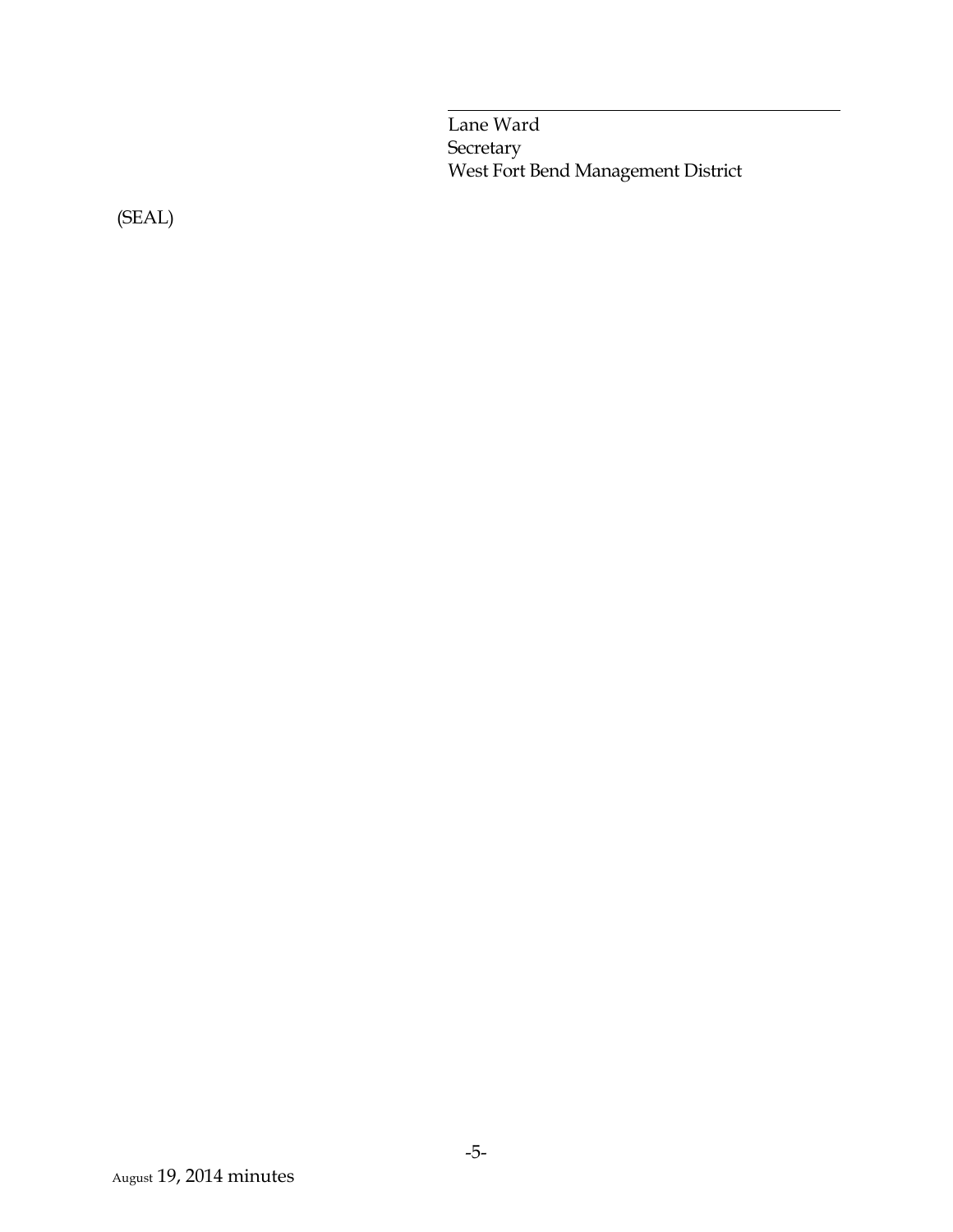\_\_\_\_\_\_\_\_\_\_\_\_\_\_\_\_\_\_\_\_\_\_\_\_\_\_\_\_\_\_\_\_\_\_\_\_\_\_\_\_

Lane Ward
Secretary
West Fort Bend Management District

(SEAL)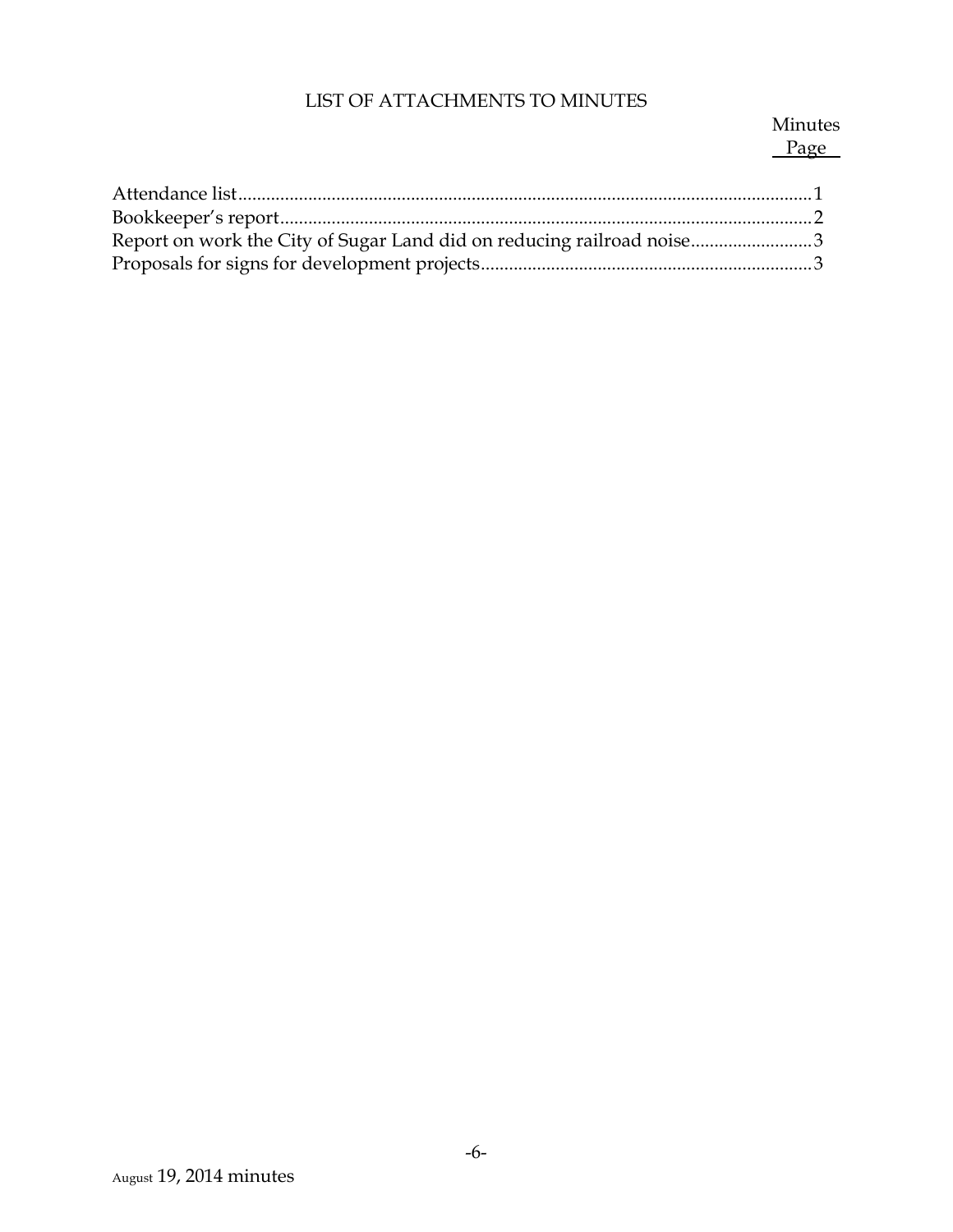# LIST OF ATTACHMENTS TO MINUTES

| | Minutes Page |
|---|---|
| Attendance list | 1 |
| Bookkeeper's report | 2 |
| Report on work the City of Sugar Land did on reducing railroad noise | 3 |
| Proposals for signs for development projects | 3 |